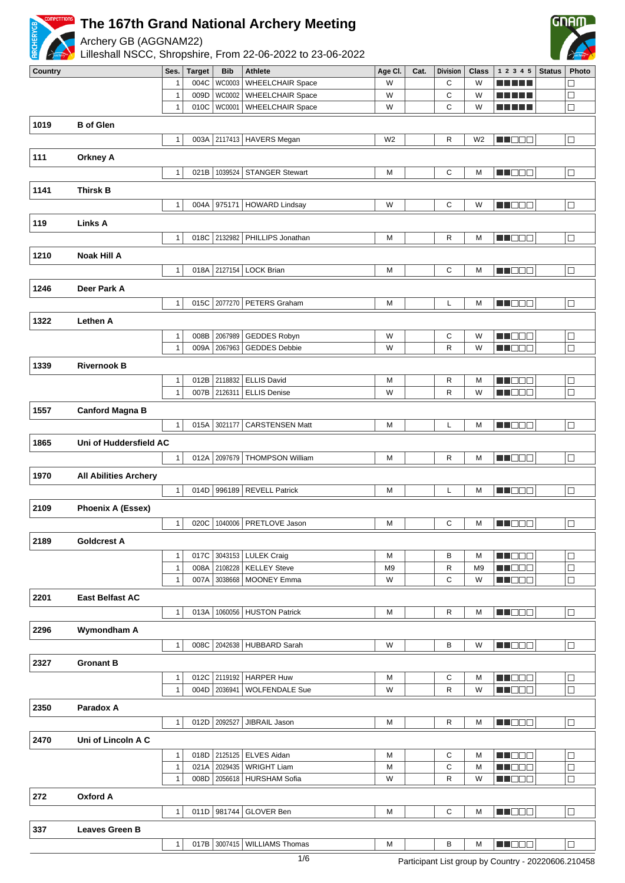# The 167th Grand National Archery Meeting

Archery GB (AGGNAM22)

Lilleshall NSCC, Shropshire, From 22-06-2022 to 23-06-2022

| Country | | Ses. | Target | Bib | Athlete | Age Cl. | Cat. | Division | Class | 1 2 3 4 5 | Status | Photo |
|---|---|---|---|---|---|---|---|---|---|---|---|---|
| | | 1 | 004C | WC0003 | WHEELCHAIR Space | W | | C | W | ■■■■■ | | ☐ |
| | | 1 | 009D | WC0002 | WHEELCHAIR Space | W | | C | W | ■■■■■ | | ☐ |
| | | 1 | 010C | WC0001 | WHEELCHAIR Space | W | | C | W | ■■■■■ | | ☐ |
| **1019** | **B of Glen** | | | | | | | | | | | |
| | | 1 | 003A | 2117413 | HAVERS Megan | W2 | | R | W2 | ■■☐☐☐ | | ☐ |
| **111** | **Orkney A** | | | | | | | | | | | |
| | | 1 | 021B | 1039524 | STANGER Stewart | M | | C | M | ■■☐☐☐ | | ☐ |
| **1141** | **Thirsk B** | | | | | | | | | | | |
| | | 1 | 004A | 975171 | HOWARD Lindsay | W | | C | W | ■■☐☐☐ | | ☐ |
| **119** | **Links A** | | | | | | | | | | | |
| | | 1 | 018C | 2132982 | PHILLIPS Jonathan | M | | R | M | ■■☐☐☐ | | ☐ |
| **1210** | **Noak Hill A** | | | | | | | | | | | |
| | | 1 | 018A | 2127154 | LOCK Brian | M | | C | M | ■■☐☐☐ | | ☐ |
| **1246** | **Deer Park A** | | | | | | | | | | | |
| | | 1 | 015C | 2077270 | PETERS Graham | M | | L | M | ■■☐☐☐ | | ☐ |
| **1322** | **Lethen A** | | | | | | | | | | | |
| | | 1 | 008B | 2067989 | GEDDES Robyn | W | | C | W | ■■☐☐☐ | | ☐ |
| | | 1 | 009A | 2067963 | GEDDES Debbie | W | | R | W | ■■☐☐☐ | | ☐ |
| **1339** | **Rivernook B** | | | | | | | | | | | |
| | | 1 | 012B | 2118832 | ELLIS David | M | | R | M | ■■☐☐☐ | | ☐ |
| | | 1 | 007B | 2126311 | ELLIS Denise | W | | R | W | ■■☐☐☐ | | ☐ |
| **1557** | **Canford Magna B** | | | | | | | | | | | |
| | | 1 | 015A | 3021177 | CARSTENSEN Matt | M | | L | M | ■■☐☐☐ | | ☐ |
| **1865** | **Uni of Huddersfield AC** | | | | | | | | | | | |
| | | 1 | 012A | 2097679 | THOMPSON William | M | | R | M | ■■☐☐☐ | | ☐ |
| **1970** | **All Abilities Archery** | | | | | | | | | | | |
| | | 1 | 014D | 996189 | REVELL Patrick | M | | L | M | ■■☐☐☐ | | ☐ |
| **2109** | **Phoenix A (Essex)** | | | | | | | | | | | |
| | | 1 | 020C | 1040006 | PRETLOVE Jason | M | | C | M | ■■☐☐☐ | | ☐ |
| **2189** | **Goldcrest A** | | | | | | | | | | | |
| | | 1 | 017C | 3043153 | LULEK Craig | M | | B | M | ■■☐☐☐ | | ☐ |
| | | 1 | 008A | 2108228 | KELLEY Steve | M9 | | R | M9 | ■■☐☐☐ | | ☐ |
| | | 1 | 007A | 3038668 | MOONEY Emma | W | | C | W | ■■☐☐☐ | | ☐ |
| **2201** | **East Belfast AC** | | | | | | | | | | | |
| | | 1 | 013A | 1060056 | HUSTON Patrick | M | | R | M | ■■☐☐☐ | | ☐ |
| **2296** | **Wymondham A** | | | | | | | | | | | |
| | | 1 | 008C | 2042638 | HUBBARD Sarah | W | | B | W | ■■☐☐☐ | | ☐ |
| **2327** | **Gronant B** | | | | | | | | | | | |
| | | 1 | 012C | 2119192 | HARPER Huw | M | | C | M | ■■☐☐☐ | | ☐ |
| | | 1 | 004D | 2036941 | WOLFENDALE Sue | W | | R | W | ■■☐☐☐ | | ☐ |
| **2350** | **Paradox A** | | | | | | | | | | | |
| | | 1 | 012D | 2092527 | JIBRAIL Jason | M | | R | M | ■■☐☐☐ | | ☐ |
| **2470** | **Uni of Lincoln A C** | | | | | | | | | | | |
| | | 1 | 018D | 2125125 | ELVES Aidan | M | | C | M | ■■☐☐☐ | | ☐ |
| | | 1 | 021A | 2029435 | WRIGHT Liam | M | | C | M | ■■☐☐☐ | | ☐ |
| | | 1 | 008D | 2056618 | HURSHAM Sofia | W | | R | W | ■■☐☐☐ | | ☐ |
| **272** | **Oxford A** | | | | | | | | | | | |
| | | 1 | 011D | 981744 | GLOVER Ben | M | | C | M | ■■☐☐☐ | | ☐ |
| **337** | **Leaves Green B** | | | | | | | | | | | |
| | | 1 | 017B | 3007415 | WILLIAMS Thomas | M | | B | M | ■■☐☐☐ | | ☐ |

Participant List group by Country - 20220606.210458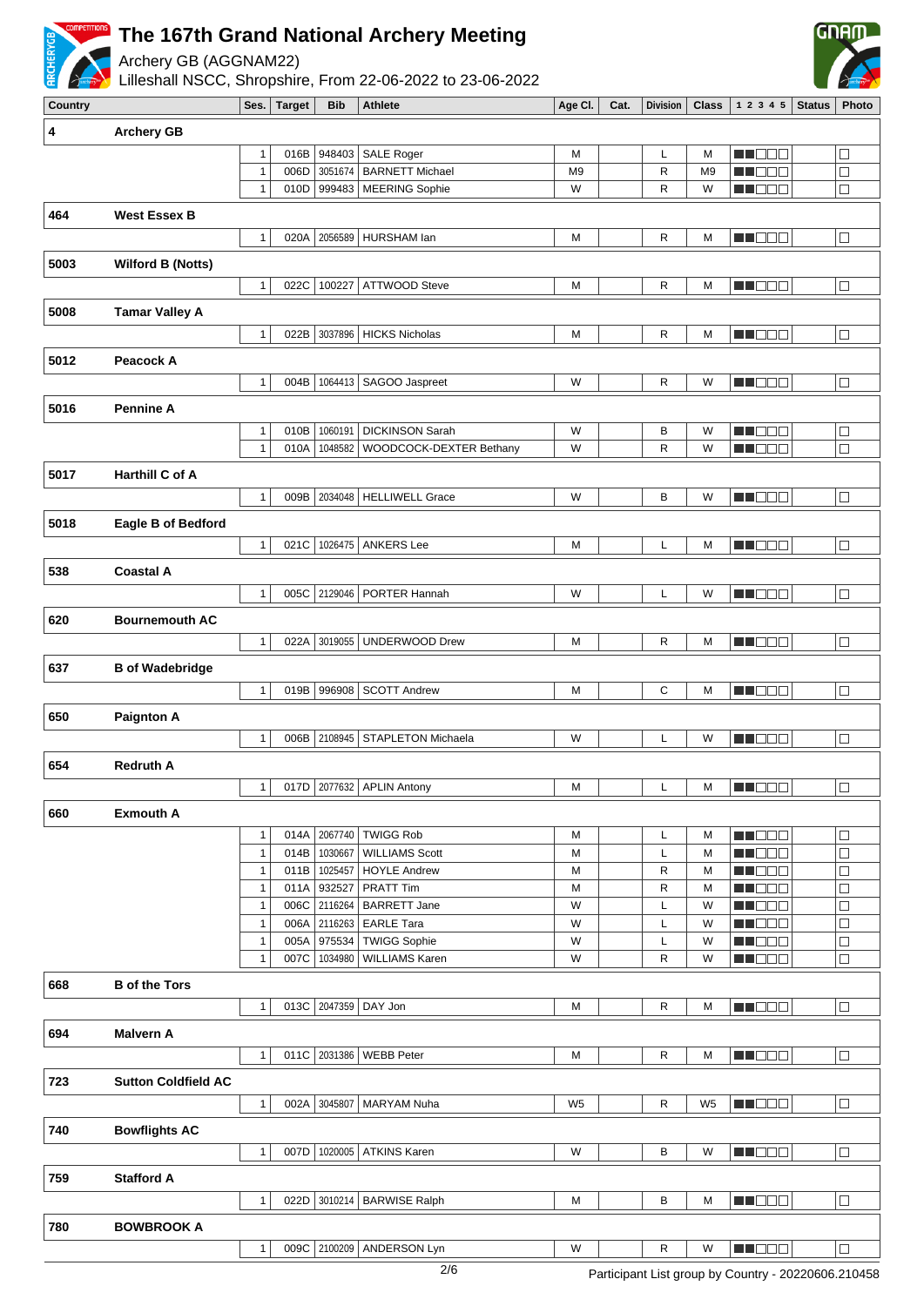# The 167th Grand National Archery Meeting

Archery GB (AGGNAM22)
Lilleshall NSCC, Shropshire, From 22-06-2022 to 23-06-2022

| Country | | Ses. | Target | Bib | Athlete | Age Cl. | Cat. | Division | Class | 1 2 3 4 5 | Status | Photo |
|---|---|---|---|---|---|---|---|---|---|---|---|---|
| **4** | **Archery GB** | | | | | | | | | | | |
| | | 1 | 016B | 948403 | SALE Roger | M | | L | M | | | ☐ |
| | | 1 | 006D | 3051674 | BARNETT Michael | M9 | | R | M9 | | | ☐ |
| | | 1 | 010D | 999483 | MEERING Sophie | W | | R | W | | | ☐ |
| **464** | **West Essex B** | | | | | | | | | | | |
| | | 1 | 020A | 2056589 | HURSHAM Ian | M | | R | M | | | ☐ |
| **5003** | **Wilford B (Notts)** | | | | | | | | | | | |
| | | 1 | 022C | 100227 | ATTWOOD Steve | M | | R | M | | | ☐ |
| **5008** | **Tamar Valley A** | | | | | | | | | | | |
| | | 1 | 022B | 3037896 | HICKS Nicholas | M | | R | M | | | ☐ |
| **5012** | **Peacock A** | | | | | | | | | | | |
| | | 1 | 004B | 1064413 | SAGOO Jaspreet | W | | R | W | | | ☐ |
| **5016** | **Pennine A** | | | | | | | | | | | |
| | | 1 | 010B | 1060191 | DICKINSON Sarah | W | | B | W | | | ☐ |
| | | 1 | 010A | 1048582 | WOODCOCK-DEXTER Bethany | W | | R | W | | | ☐ |
| **5017** | **Harthill C of A** | | | | | | | | | | | |
| | | 1 | 009B | 2034048 | HELLIWELL Grace | W | | B | W | | | ☐ |
| **5018** | **Eagle B of Bedford** | | | | | | | | | | | |
| | | 1 | 021C | 1026475 | ANKERS Lee | M | | L | M | | | ☐ |
| **538** | **Coastal A** | | | | | | | | | | | |
| | | 1 | 005C | 2129046 | PORTER Hannah | W | | L | W | | | ☐ |
| **620** | **Bournemouth AC** | | | | | | | | | | | |
| | | 1 | 022A | 3019055 | UNDERWOOD Drew | M | | R | M | | | ☐ |
| **637** | **B of Wadebridge** | | | | | | | | | | | |
| | | 1 | 019B | 996908 | SCOTT Andrew | M | | C | M | | | ☐ |
| **650** | **Paignton A** | | | | | | | | | | | |
| | | 1 | 006B | 2108945 | STAPLETON Michaela | W | | L | W | | | ☐ |
| **654** | **Redruth A** | | | | | | | | | | | |
| | | 1 | 017D | 2077632 | APLIN Antony | M | | L | M | | | ☐ |
| **660** | **Exmouth A** | | | | | | | | | | | |
| | | 1 | 014A | 2067740 | TWIGG Rob | M | | L | M | | | ☐ |
| | | 1 | 014B | 1030667 | WILLIAMS Scott | M | | L | M | | | ☐ |
| | | 1 | 011B | 1025457 | HOYLE Andrew | M | | R | M | | | ☐ |
| | | 1 | 011A | 932527 | PRATT Tim | M | | R | M | | | ☐ |
| | | 1 | 006C | 2116264 | BARRETT Jane | W | | L | W | | | ☐ |
| | | 1 | 006A | 2116263 | EARLE Tara | W | | L | W | | | ☐ |
| | | 1 | 005A | 975534 | TWIGG Sophie | W | | L | W | | | ☐ |
| | | 1 | 007C | 1034980 | WILLIAMS Karen | W | | R | W | | | ☐ |
| **668** | **B of the Tors** | | | | | | | | | | | |
| | | 1 | 013C | 2047359 | DAY Jon | M | | R | M | | | ☐ |
| **694** | **Malvern A** | | | | | | | | | | | |
| | | 1 | 011C | 2031386 | WEBB Peter | M | | R | M | | | ☐ |
| **723** | **Sutton Coldfield AC** | | | | | | | | | | | |
| | | 1 | 002A | 3045807 | MARYAM Nuha | W5 | | R | W5 | | | ☐ |
| **740** | **Bowflights AC** | | | | | | | | | | | |
| | | 1 | 007D | 1020005 | ATKINS Karen | W | | B | W | | | ☐ |
| **759** | **Stafford A** | | | | | | | | | | | |
| | | 1 | 022D | 3010214 | BARWISE Ralph | M | | B | M | | | ☐ |
| **780** | **BOWBROOK A** | | | | | | | | | | | |
| | | 1 | 009C | 2100209 | ANDERSON Lyn | W | | R | W | | | ☐ |

Participant List group by Country - 20220606.210458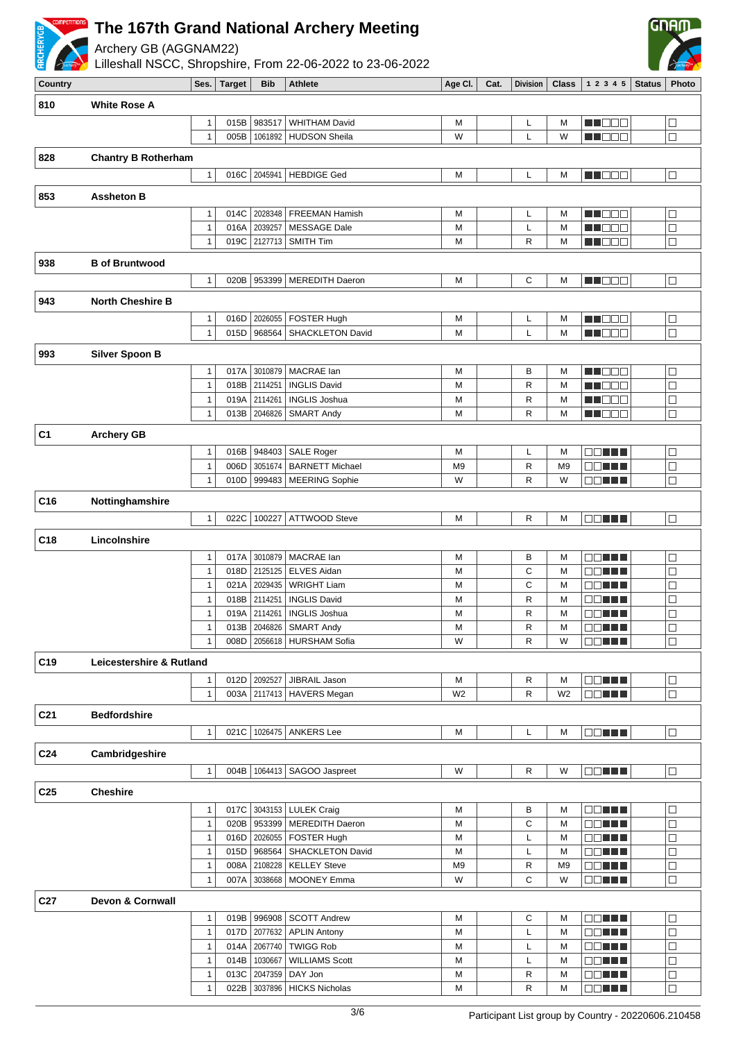# The 167th Grand National Archery Meeting

Archery GB (AGGNAM22)
Lilleshall NSCC, Shropshire, From 22-06-2022 to 23-06-2022

| Country | | Ses. | Target | Bib | Athlete | Age Cl. | Cat. | Division | Class | 1 2 3 4 5 | Status | Photo |
|---|---|---|---|---|---|---|---|---|---|---|---|---|
| 810 | White Rose A | | | | | | | | | | | |
| | | 1 | 015B | 983517 | WHITHAM David | M | | L | M | ■■□□□ | | □ |
| | | 1 | 005B | 1061892 | HUDSON Sheila | W | | L | W | ■■□□□ | | □ |
| 828 | Chantry B Rotherham | | | | | | | | | | | |
| | | 1 | 016C | 2045941 | HEBDIGE Ged | M | | L | M | ■■□□□ | | □ |
| 853 | Assheton B | | | | | | | | | | | |
| | | 1 | 014C | 2028348 | FREEMAN Hamish | M | | L | M | ■■□□□ | | □ |
| | | 1 | 016A | 2039257 | MESSAGE Dale | M | | L | M | ■■□□□ | | □ |
| | | 1 | 019C | 2127713 | SMITH Tim | M | | R | M | ■■□□□ | | □ |
| 938 | B of Bruntwood | | | | | | | | | | | |
| | | 1 | 020B | 953399 | MEREDITH Daeron | M | | C | M | ■■□□□ | | □ |
| 943 | North Cheshire B | | | | | | | | | | | |
| | | 1 | 016D | 2026055 | FOSTER Hugh | M | | L | M | ■■□□□ | | □ |
| | | 1 | 015D | 968564 | SHACKLETON David | M | | L | M | ■■□□□ | | □ |
| 993 | Silver Spoon B | | | | | | | | | | | |
| | | 1 | 017A | 3010879 | MACRAE Ian | M | | B | M | ■■□□□ | | □ |
| | | 1 | 018B | 2114251 | INGLIS David | M | | R | M | ■■□□□ | | □ |
| | | 1 | 019A | 2114261 | INGLIS Joshua | M | | R | M | ■■□□□ | | □ |
| | | 1 | 013B | 2046826 | SMART Andy | M | | R | M | ■■□□□ | | □ |
| C1 | Archery GB | | | | | | | | | | | |
| | | 1 | 016B | 948403 | SALE Roger | M | | L | M | □□■■■ | | □ |
| | | 1 | 006D | 3051674 | BARNETT Michael | M9 | | R | M9 | □□■■■ | | □ |
| | | 1 | 010D | 999483 | MEERING Sophie | W | | R | W | □□■■■ | | □ |
| C16 | Nottinghamshire | | | | | | | | | | | |
| | | 1 | 022C | 100227 | ATTWOOD Steve | M | | R | M | □□■■■ | | □ |
| C18 | Lincolnshire | | | | | | | | | | | |
| | | 1 | 017A | 3010879 | MACRAE Ian | M | | B | M | □□■■■ | | □ |
| | | 1 | 018D | 2125125 | ELVES Aidan | M | | C | M | □□■■■ | | □ |
| | | 1 | 021A | 2029435 | WRIGHT Liam | M | | C | M | □□■■■ | | □ |
| | | 1 | 018B | 2114251 | INGLIS David | M | | R | M | □□■■■ | | □ |
| | | 1 | 019A | 2114261 | INGLIS Joshua | M | | R | M | □□■■■ | | □ |
| | | 1 | 013B | 2046826 | SMART Andy | M | | R | M | □□■■■ | | □ |
| | | 1 | 008D | 2056618 | HURSHAM Sofia | W | | R | W | □□■■■ | | □ |
| C19 | Leicestershire & Rutland | | | | | | | | | | | |
| | | 1 | 012D | 2092527 | JIBRAIL Jason | M | | R | M | □□■■■ | | □ |
| | | 1 | 003A | 2117413 | HAVERS Megan | W2 | | R | W2 | □□■■■ | | □ |
| C21 | Bedfordshire | | | | | | | | | | | |
| | | 1 | 021C | 1026475 | ANKERS Lee | M | | L | M | □□■■■ | | □ |
| C24 | Cambridgeshire | | | | | | | | | | | |
| | | 1 | 004B | 1064413 | SAGOO Jaspreet | W | | R | W | □□■■■ | | □ |
| C25 | Cheshire | | | | | | | | | | | |
| | | 1 | 017C | 3043153 | LULEK Craig | M | | B | M | □□■■■ | | □ |
| | | 1 | 020B | 953399 | MEREDITH Daeron | M | | C | M | □□■■■ | | □ |
| | | 1 | 016D | 2026055 | FOSTER Hugh | M | | L | M | □□■■■ | | □ |
| | | 1 | 015D | 968564 | SHACKLETON David | M | | L | M | □□■■■ | | □ |
| | | 1 | 008A | 2108228 | KELLEY Steve | M9 | | R | M9 | □□■■■ | | □ |
| | | 1 | 007A | 3038668 | MOONEY Emma | W | | C | W | □□■■■ | | □ |
| C27 | Devon & Cornwall | | | | | | | | | | | |
| | | 1 | 019B | 996908 | SCOTT Andrew | M | | C | M | □□■■■ | | □ |
| | | 1 | 017D | 2077632 | APLIN Antony | M | | L | M | □□■■■ | | □ |
| | | 1 | 014A | 2067740 | TWIGG Rob | M | | L | M | □□■■■ | | □ |
| | | 1 | 014B | 1030667 | WILLIAMS Scott | M | | L | M | □□■■■ | | □ |
| | | 1 | 013C | 2047359 | DAY Jon | M | | R | M | □□■■■ | | □ |
| | | 1 | 022B | 3037896 | HICKS Nicholas | M | | R | M | □□■■■ | | □ |

Participant List group by Country - 20220606.210458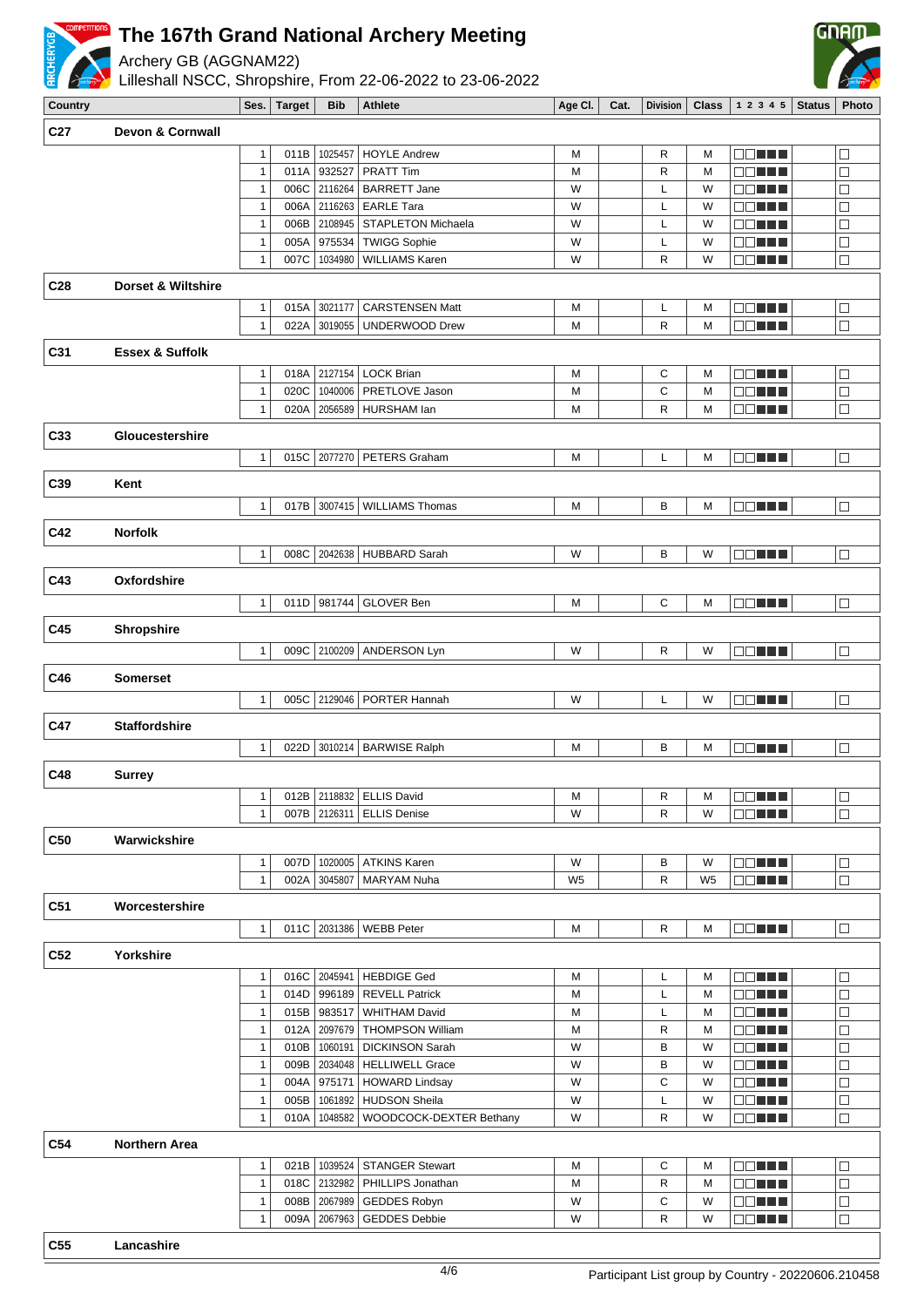# The 167th Grand National Archery Meeting

Archery GB (AGGNAM22)
Lilleshall NSCC, Shropshire, From 22-06-2022 to 23-06-2022

| Country | | Ses. | Target | Bib | Athlete | Age Cl. | Cat. | Division | Class | 1 2 3 4 5 | Status | Photo |
|---|---|---|---|---|---|---|---|---|---|---|---|---|
| **C27** | **Devon & Cornwall** | | | | | | | | | | | |
| | | 1 | 011B | 1025457 | HOYLE Andrew | M | | R | M | | | |
| | | 1 | 011A | 932527 | PRATT Tim | M | | R | M | | | |
| | | 1 | 006C | 2116264 | BARRETT Jane | W | | L | W | | | |
| | | 1 | 006A | 2116263 | EARLE Tara | W | | L | W | | | |
| | | 1 | 006B | 2108945 | STAPLETON Michaela | W | | L | W | | | |
| | | 1 | 005A | 975534 | TWIGG Sophie | W | | L | W | | | |
| | | 1 | 007C | 1034980 | WILLIAMS Karen | W | | R | W | | | |
| **C28** | **Dorset & Wiltshire** | | | | | | | | | | | |
| | | 1 | 015A | 3021177 | CARSTENSEN Matt | M | | L | M | | | |
| | | 1 | 022A | 3019055 | UNDERWOOD Drew | M | | R | M | | | |
| **C31** | **Essex & Suffolk** | | | | | | | | | | | |
| | | 1 | 018A | 2127154 | LOCK Brian | M | | C | M | | | |
| | | 1 | 020C | 1040006 | PRETLOVE Jason | M | | C | M | | | |
| | | 1 | 020A | 2056589 | HURSHAM Ian | M | | R | M | | | |
| **C33** | **Gloucestershire** | | | | | | | | | | | |
| | | 1 | 015C | 2077270 | PETERS Graham | M | | L | M | | | |
| **C39** | **Kent** | | | | | | | | | | | |
| | | 1 | 017B | 3007415 | WILLIAMS Thomas | M | | B | M | | | |
| **C42** | **Norfolk** | | | | | | | | | | | |
| | | 1 | 008C | 2042638 | HUBBARD Sarah | W | | B | W | | | |
| **C43** | **Oxfordshire** | | | | | | | | | | | |
| | | 1 | 011D | 981744 | GLOVER Ben | M | | C | M | | | |
| **C45** | **Shropshire** | | | | | | | | | | | |
| | | 1 | 009C | 2100209 | ANDERSON Lyn | W | | R | W | | | |
| **C46** | **Somerset** | | | | | | | | | | | |
| | | 1 | 005C | 2129046 | PORTER Hannah | W | | L | W | | | |
| **C47** | **Staffordshire** | | | | | | | | | | | |
| | | 1 | 022D | 3010214 | BARWISE Ralph | M | | B | M | | | |
| **C48** | **Surrey** | | | | | | | | | | | |
| | | 1 | 012B | 2118832 | ELLIS David | M | | R | M | | | |
| | | 1 | 007B | 2126311 | ELLIS Denise | W | | R | W | | | |
| **C50** | **Warwickshire** | | | | | | | | | | | |
| | | 1 | 007D | 1020005 | ATKINS Karen | W | | B | W | | | |
| | | 1 | 002A | 3045807 | MARYAM Nuha | W5 | | R | W5 | | | |
| **C51** | **Worcestershire** | | | | | | | | | | | |
| | | 1 | 011C | 2031386 | WEBB Peter | M | | R | M | | | |
| **C52** | **Yorkshire** | | | | | | | | | | | |
| | | 1 | 016C | 2045941 | HEBDIGE Ged | M | | L | M | | | |
| | | 1 | 014D | 996189 | REVELL Patrick | M | | L | M | | | |
| | | 1 | 015B | 983517 | WHITHAM David | M | | L | M | | | |
| | | 1 | 012A | 2097679 | THOMPSON William | M | | R | M | | | |
| | | 1 | 010B | 1060191 | DICKINSON Sarah | W | | B | W | | | |
| | | 1 | 009B | 2034048 | HELLIWELL Grace | W | | B | W | | | |
| | | 1 | 004A | 975171 | HOWARD Lindsay | W | | C | W | | | |
| | | 1 | 005B | 1061892 | HUDSON Sheila | W | | L | W | | | |
| | | 1 | 010A | 1048582 | WOODCOCK-DEXTER Bethany | W | | R | W | | | |
| **C54** | **Northern Area** | | | | | | | | | | | |
| | | 1 | 021B | 1039524 | STANGER Stewart | M | | C | M | | | |
| | | 1 | 018C | 2132982 | PHILLIPS Jonathan | M | | R | M | | | |
| | | 1 | 008B | 2067989 | GEDDES Robyn | W | | C | W | | | |
| | | 1 | 009A | 2067963 | GEDDES Debbie | W | | R | W | | | |
| **C55** | **Lancashire** | | | | | | | | | | | |

Participant List group by Country - 20220606.210458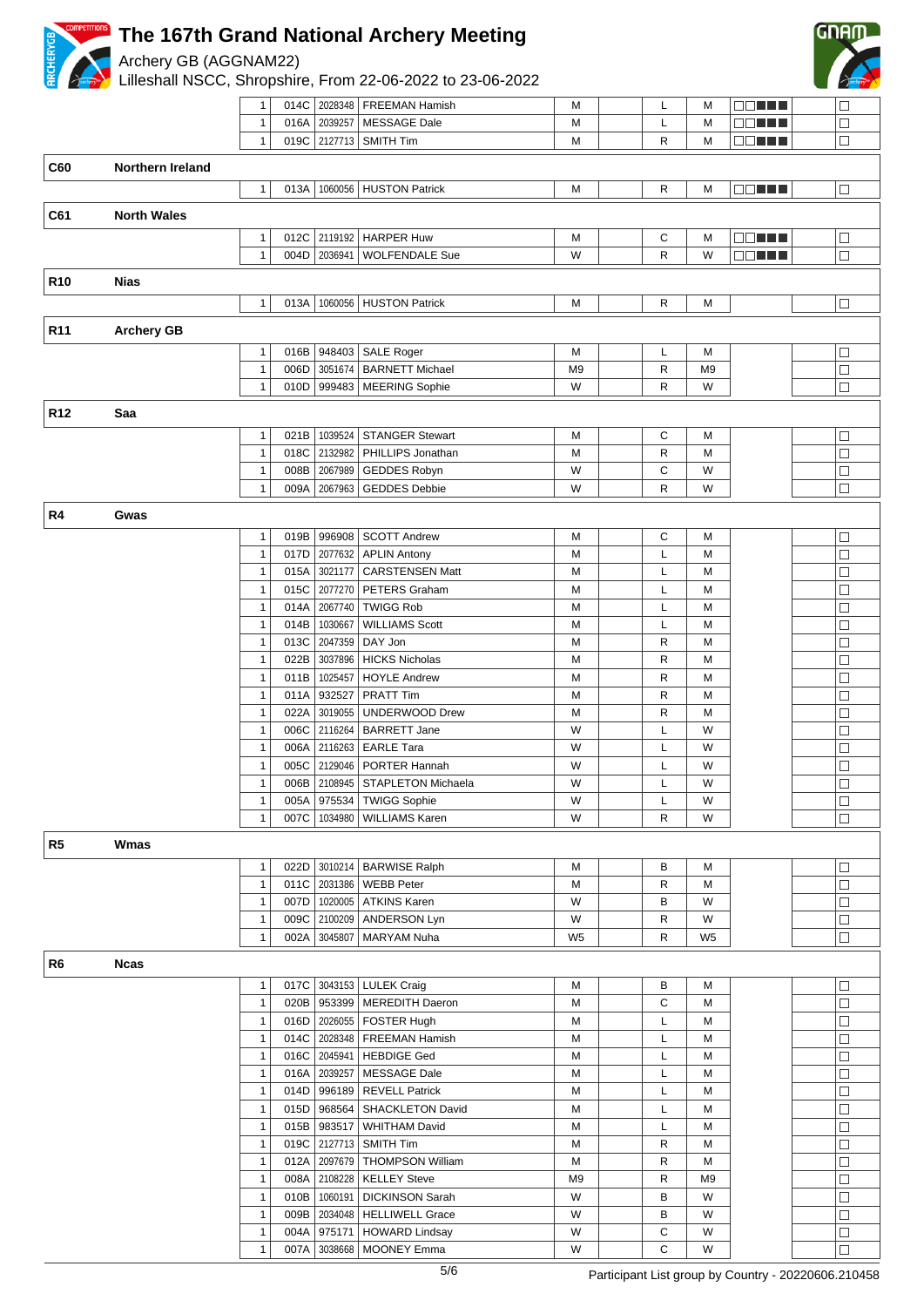# The 167th Grand National Archery Meeting

Archery GB (AGGNAM22)

Lilleshall NSCC, Shropshire, From 22-06-2022 to 23-06-2022

| Code | Country | | Target | ID | Name | Cat | | Div | Class | | | |
|---|---|---|---|---|---|---|---|---|---|---|---|---|
| | | 1 | 014C | 2028348 | FREEMAN Hamish | M | | L | M | □□■■■ | | □ |
| | | 1 | 016A | 2039257 | MESSAGE Dale | M | | L | M | □□■■■ | | □ |
| | | 1 | 019C | 2127713 | SMITH Tim | M | | R | M | □□■■■ | | □ |
| **C60** | **Northern Ireland** | | | | | | | | | | | |
| | | 1 | 013A | 1060056 | HUSTON Patrick | M | | R | M | □□■■■ | | □ |
| **C61** | **North Wales** | | | | | | | | | | | |
| | | 1 | 012C | 2119192 | HARPER Huw | M | | C | M | □□■■■ | | □ |
| | | 1 | 004D | 2036941 | WOLFENDALE Sue | W | | R | W | □□■■■ | | □ |
| **R10** | **Nias** | | | | | | | | | | | |
| | | 1 | 013A | 1060056 | HUSTON Patrick | M | | R | M | | | □ |
| **R11** | **Archery GB** | | | | | | | | | | | |
| | | 1 | 016B | 948403 | SALE Roger | M | | L | M | | | □ |
| | | 1 | 006D | 3051674 | BARNETT Michael | M9 | | R | M9 | | | □ |
| | | 1 | 010D | 999483 | MEERING Sophie | W | | R | W | | | □ |
| **R12** | **Saa** | | | | | | | | | | | |
| | | 1 | 021B | 1039524 | STANGER Stewart | M | | C | M | | | □ |
| | | 1 | 018C | 2132982 | PHILLIPS Jonathan | M | | R | M | | | □ |
| | | 1 | 008B | 2067989 | GEDDES Robyn | W | | C | W | | | □ |
| | | 1 | 009A | 2067963 | GEDDES Debbie | W | | R | W | | | □ |
| **R4** | **Gwas** | | | | | | | | | | | |
| | | 1 | 019B | 996908 | SCOTT Andrew | M | | C | M | | | □ |
| | | 1 | 017D | 2077632 | APLIN Antony | M | | L | M | | | □ |
| | | 1 | 015A | 3021177 | CARSTENSEN Matt | M | | L | M | | | □ |
| | | 1 | 015C | 2077270 | PETERS Graham | M | | L | M | | | □ |
| | | 1 | 014A | 2067740 | TWIGG Rob | M | | L | M | | | □ |
| | | 1 | 014B | 1030667 | WILLIAMS Scott | M | | L | M | | | □ |
| | | 1 | 013C | 2047359 | DAY Jon | M | | R | M | | | □ |
| | | 1 | 022B | 3037896 | HICKS Nicholas | M | | R | M | | | □ |
| | | 1 | 011B | 1025457 | HOYLE Andrew | M | | R | M | | | □ |
| | | 1 | 011A | 932527 | PRATT Tim | M | | R | M | | | □ |
| | | 1 | 022A | 3019055 | UNDERWOOD Drew | M | | R | M | | | □ |
| | | 1 | 006C | 2116264 | BARRETT Jane | W | | L | W | | | □ |
| | | 1 | 006A | 2116263 | EARLE Tara | W | | L | W | | | □ |
| | | 1 | 005C | 2129046 | PORTER Hannah | W | | L | W | | | □ |
| | | 1 | 006B | 2108945 | STAPLETON Michaela | W | | L | W | | | □ |
| | | 1 | 005A | 975534 | TWIGG Sophie | W | | L | W | | | □ |
| | | 1 | 007C | 1034980 | WILLIAMS Karen | W | | R | W | | | □ |
| **R5** | **Wmas** | | | | | | | | | | | |
| | | 1 | 022D | 3010214 | BARWISE Ralph | M | | B | M | | | □ |
| | | 1 | 011C | 2031386 | WEBB Peter | M | | R | M | | | □ |
| | | 1 | 007D | 1020005 | ATKINS Karen | W | | B | W | | | □ |
| | | 1 | 009C | 2100209 | ANDERSON Lyn | W | | R | W | | | □ |
| | | 1 | 002A | 3045807 | MARYAM Nuha | W5 | | R | W5 | | | □ |
| **R6** | **Ncas** | | | | | | | | | | | |
| | | 1 | 017C | 3043153 | LULEK Craig | M | | B | M | | | □ |
| | | 1 | 020B | 953399 | MEREDITH Daeron | M | | C | M | | | □ |
| | | 1 | 016D | 2026055 | FOSTER Hugh | M | | L | M | | | □ |
| | | 1 | 014C | 2028348 | FREEMAN Hamish | M | | L | M | | | □ |
| | | 1 | 016C | 2045941 | HEBDIGE Ged | M | | L | M | | | □ |
| | | 1 | 016A | 2039257 | MESSAGE Dale | M | | L | M | | | □ |
| | | 1 | 014D | 996189 | REVELL Patrick | M | | L | M | | | □ |
| | | 1 | 015D | 968564 | SHACKLETON David | M | | L | M | | | □ |
| | | 1 | 015B | 983517 | WHITHAM David | M | | L | M | | | □ |
| | | 1 | 019C | 2127713 | SMITH Tim | M | | R | M | | | □ |
| | | 1 | 012A | 2097679 | THOMPSON William | M | | R | M | | | □ |
| | | 1 | 008A | 2108228 | KELLEY Steve | M9 | | R | M9 | | | □ |
| | | 1 | 010B | 1060191 | DICKINSON Sarah | W | | B | W | | | □ |
| | | 1 | 009B | 2034048 | HELLIWELL Grace | W | | B | W | | | □ |
| | | 1 | 004A | 975171 | HOWARD Lindsay | W | | C | W | | | □ |
| | | 1 | 007A | 3038668 | MOONEY Emma | W | | C | W | | | □ |

Participant List group by Country - 20220606.210458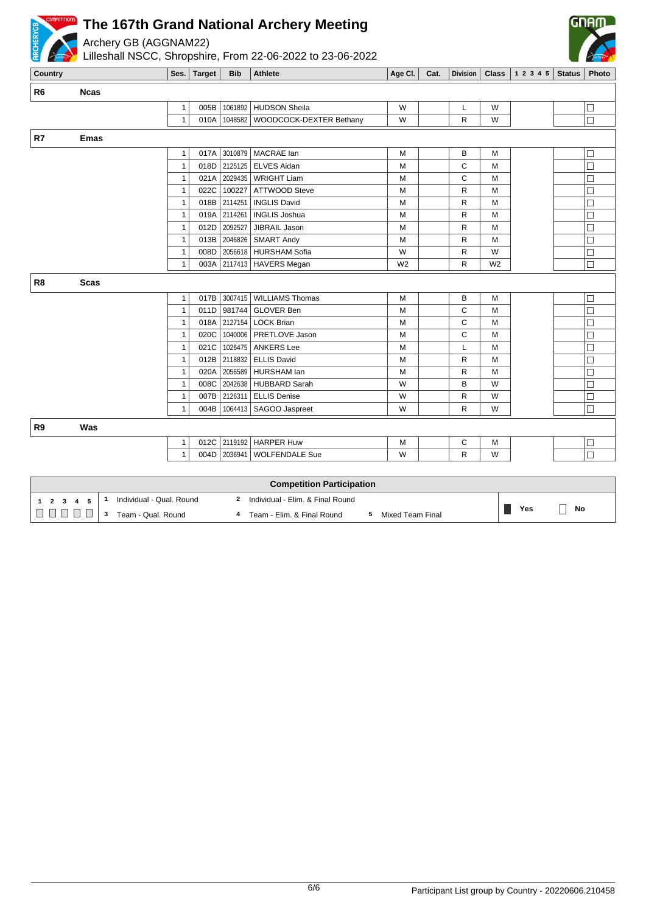# The 167th Grand National Archery Meeting

Archery GB (AGGNAM22)

Lilleshall NSCC, Shropshire, From 22-06-2022 to 23-06-2022

| Country | | Ses. | Target | Bib | Athlete | Age Cl. | Cat. | Division | Class | 1 2 3 4 5 | Status | Photo |
|---|---|---|---|---|---|---|---|---|---|---|---|---|
| **R6** | **Ncas** | | | | | | | | | | | |
| | | 1 | 005B | 1061892 | HUDSON Sheila | W | | L | W | | | ☐ |
| | | 1 | 010A | 1048582 | WOODCOCK-DEXTER Bethany | W | | R | W | | | ☐ |
| **R7** | **Emas** | | | | | | | | | | | |
| | | 1 | 017A | 3010879 | MACRAE Ian | M | | B | M | | | ☐ |
| | | 1 | 018D | 2125125 | ELVES Aidan | M | | C | M | | | ☐ |
| | | 1 | 021A | 2029435 | WRIGHT Liam | M | | C | M | | | ☐ |
| | | 1 | 022C | 100227 | ATTWOOD Steve | M | | R | M | | | ☐ |
| | | 1 | 018B | 2114251 | INGLIS David | M | | R | M | | | ☐ |
| | | 1 | 019A | 2114261 | INGLIS Joshua | M | | R | M | | | ☐ |
| | | 1 | 012D | 2092527 | JIBRAIL Jason | M | | R | M | | | ☐ |
| | | 1 | 013B | 2046826 | SMART Andy | M | | R | M | | | ☐ |
| | | 1 | 008D | 2056618 | HURSHAM Sofia | W | | R | W | | | ☐ |
| | | 1 | 003A | 2117413 | HAVERS Megan | W2 | | R | W2 | | | ☐ |
| **R8** | **Scas** | | | | | | | | | | | |
| | | 1 | 017B | 3007415 | WILLIAMS Thomas | M | | B | M | | | ☐ |
| | | 1 | 011D | 981744 | GLOVER Ben | M | | C | M | | | ☐ |
| | | 1 | 018A | 2127154 | LOCK Brian | M | | C | M | | | ☐ |
| | | 1 | 020C | 1040006 | PRETLOVE Jason | M | | C | M | | | ☐ |
| | | 1 | 021C | 1026475 | ANKERS Lee | M | | L | M | | | ☐ |
| | | 1 | 012B | 2118832 | ELLIS David | M | | R | M | | | ☐ |
| | | 1 | 020A | 2056589 | HURSHAM Ian | M | | R | M | | | ☐ |
| | | 1 | 008C | 2042638 | HUBBARD Sarah | W | | B | W | | | ☐ |
| | | 1 | 007B | 2126311 | ELLIS Denise | W | | R | W | | | ☐ |
| | | 1 | 004B | 1064413 | SAGOO Jaspreet | W | | R | W | | | ☐ |
| **R9** | **Was** | | | | | | | | | | | |
| | | 1 | 012C | 2119192 | HARPER Huw | M | | C | M | | | ☐ |
| | | 1 | 004D | 2036941 | WOLFENDALE Sue | W | | R | W | | | ☐ |

**Competition Participation**

| 1 2 3 4 5 | | | | |
|---|---|---|---|---|
| ☐ ☐ ☐ ☐ ☐ | 1 Individual - Qual. Round | 2 Individual - Elim. & Final Round | | ■ Yes ☐ No |
| | 3 Team - Qual. Round | 4 Team - Elim. & Final Round | 5 Mixed Team Final | |

Participant List group by Country - 20220606.210458